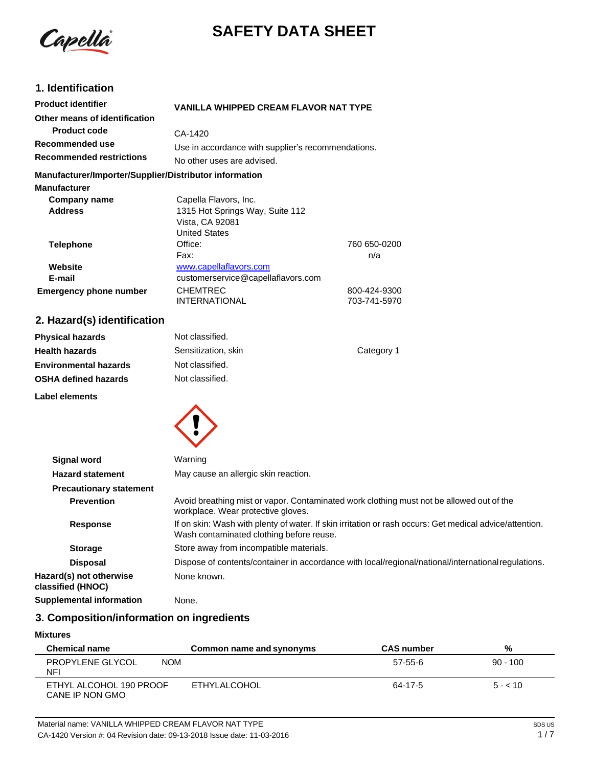# SAFETY DATA SHEET

## 1. Identification

**Product identifier** VANILLA WHIPPED CREAM FLAVOR NAT TYPE

**Other means of identification**

**Product code** CA-1420

**Recommended use** Use in accordance with supplier's recommendations.

**Recommended restrictions** No other uses are advised.

**Manufacturer/Importer/Supplier/Distributor information**

**Manufacturer**

**Company name** Capella Flavors, Inc.

**Address** 1315 Hot Springs Way, Suite 112
Vista, CA 92081
United States

**Telephone** Office: 760 650-0200
Fax: n/a

**Website** www.capellaflavors.com

**E-mail** customerservice@capellaflavors.com

**Emergency phone number** CHEMTREC 800-424-9300
INTERNATIONAL 703-741-5970

## 2. Hazard(s) identification

**Physical hazards** Not classified.

**Health hazards** Sensitization, skin — Category 1

**Environmental hazards** Not classified.

**OSHA defined hazards** Not classified.

**Label elements**

**Signal word** Warning

**Hazard statement** May cause an allergic skin reaction.

**Precautionary statement**

**Prevention** Avoid breathing mist or vapor. Contaminated work clothing must not be allowed out of the workplace. Wear protective gloves.

**Response** If on skin: Wash with plenty of water. If skin irritation or rash occurs: Get medical advice/attention. Wash contaminated clothing before reuse.

**Storage** Store away from incompatible materials.

**Disposal** Dispose of contents/container in accordance with local/regional/national/international regulations.

**Hazard(s) not otherwise classified (HNOC)** None known.

**Supplemental information** None.

## 3. Composition/information on ingredients

**Mixtures**

| Chemical name | Common name and synonyms | CAS number | % |
|---|---|---|---|
| PROPYLENE GLYCOL NOM NFI | | 57-55-6 | 90 - 100 |
| ETHYL ALCOHOL 190 PROOF CANE IP NON GMO | ETHYLALCOHOL | 64-17-5 | 5 - < 10 |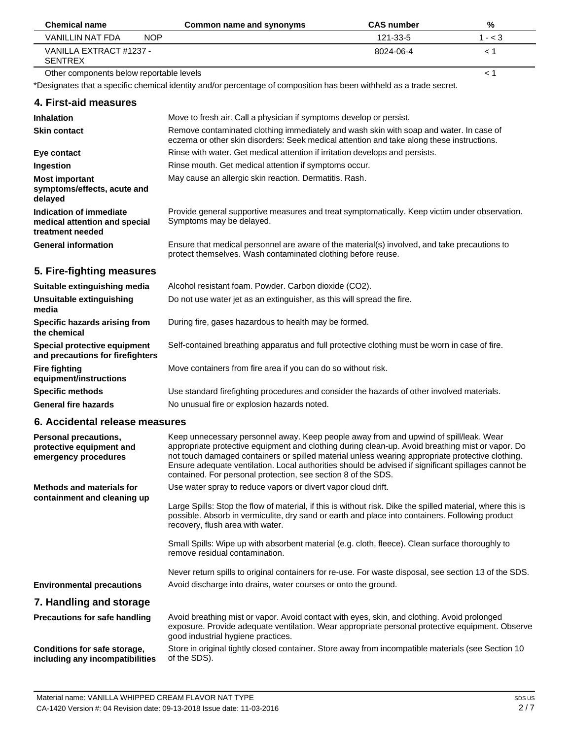| Chemical name | Common name and synonyms | CAS number | % |
| --- | --- | --- | --- |
| VANILLIN NAT FDA NOP | | 121-33-5 | 1 - < 3 |
| VANILLA EXTRACT #1237 - SENTREX | | 8024-06-4 | < 1 |
| Other components below reportable levels | | | < 1 |

*Designates that a specific chemical identity and/or percentage of composition has been withheld as a trade secret.

## 4. First-aid measures

| | |
| --- | --- |
| **Inhalation** | Move to fresh air. Call a physician if symptoms develop or persist. |
| **Skin contact** | Remove contaminated clothing immediately and wash skin with soap and water. In case of eczema or other skin disorders: Seek medical attention and take along these instructions. |
| **Eye contact** | Rinse with water. Get medical attention if irritation develops and persists. |
| **Ingestion** | Rinse mouth. Get medical attention if symptoms occur. |
| **Most important symptoms/effects, acute and delayed** | May cause an allergic skin reaction. Dermatitis. Rash. |
| **Indication of immediate medical attention and special treatment needed** | Provide general supportive measures and treat symptomatically. Keep victim under observation. Symptoms may be delayed. |
| **General information** | Ensure that medical personnel are aware of the material(s) involved, and take precautions to protect themselves. Wash contaminated clothing before reuse. |

## 5. Fire-fighting measures

| | |
| --- | --- |
| **Suitable extinguishing media** | Alcohol resistant foam. Powder. Carbon dioxide ($CO_2$). |
| **Unsuitable extinguishing media** | Do not use water jet as an extinguisher, as this will spread the fire. |
| **Specific hazards arising from the chemical** | During fire, gases hazardous to health may be formed. |
| **Special protective equipment and precautions for firefighters** | Self-contained breathing apparatus and full protective clothing must be worn in case of fire. |
| **Fire fighting equipment/instructions** | Move containers from fire area if you can do so without risk. |
| **Specific methods** | Use standard firefighting procedures and consider the hazards of other involved materials. |
| **General fire hazards** | No unusual fire or explosion hazards noted. |

## 6. Accidental release measures

**Personal precautions, protective equipment and emergency procedures**

Keep unnecessary personnel away. Keep people away from and upwind of spill/leak. Wear appropriate protective equipment and clothing during clean-up. Avoid breathing mist or vapor. Do not touch damaged containers or spilled material unless wearing appropriate protective clothing. Ensure adequate ventilation. Local authorities should be advised if significant spillages cannot be contained. For personal protection, see section 8 of the SDS.

**Methods and materials for containment and cleaning up**

Use water spray to reduce vapors or divert vapor cloud drift.

Large Spills: Stop the flow of material, if this is without risk. Dike the spilled material, where this is possible. Absorb in vermiculite, dry sand or earth and place into containers. Following product recovery, flush area with water.

Small Spills: Wipe up with absorbent material (e.g. cloth, fleece). Clean surface thoroughly to remove residual contamination.

Never return spills to original containers for re-use. For waste disposal, see section 13 of the SDS.

**Environmental precautions**

Avoid discharge into drains, water courses or onto the ground.

## 7. Handling and storage

| | |
| --- | --- |
| **Precautions for safe handling** | Avoid breathing mist or vapor. Avoid contact with eyes, skin, and clothing. Avoid prolonged exposure. Provide adequate ventilation. Wear appropriate personal protective equipment. Observe good industrial hygiene practices. |
| **Conditions for safe storage, including any incompatibilities** | Store in original tightly closed container. Store away from incompatible materials (see Section 10 of the SDS). |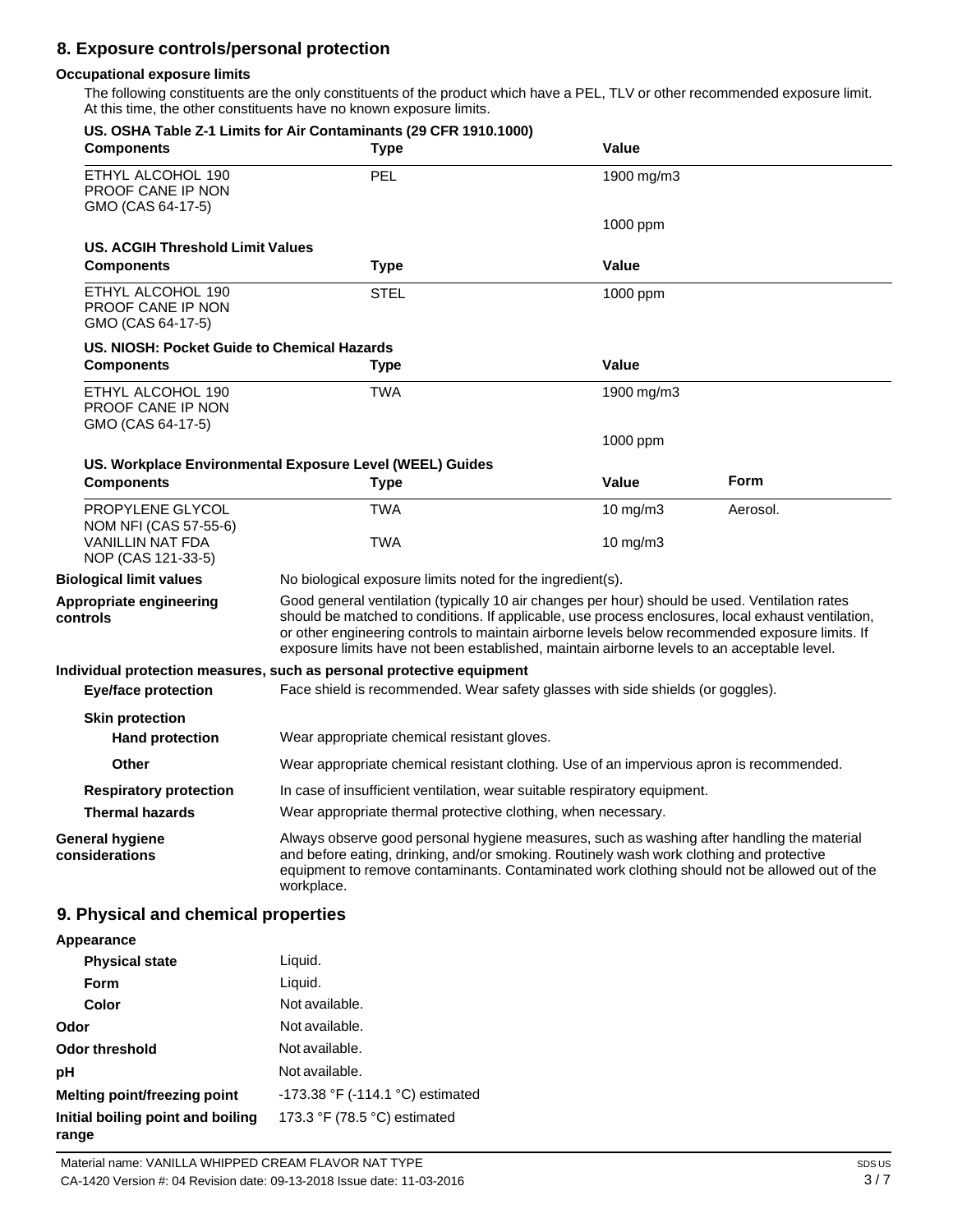## 8. Exposure controls/personal protection

### Occupational exposure limits

The following constituents are the only constituents of the product which have a PEL, TLV or other recommended exposure limit. At this time, the other constituents have no known exposure limits.

**US. OSHA Table Z-1 Limits for Air Contaminants (29 CFR 1910.1000)**

| Components | Type | Value |
|---|---|---|
| ETHYL ALCOHOL 190 PROOF CANE IP NON GMO (CAS 64-17-5) | PEL | 1900 mg/m3 |
| | | 1000 ppm |

**US. ACGIH Threshold Limit Values**

| Components | Type | Value |
|---|---|---|
| ETHYL ALCOHOL 190 PROOF CANE IP NON GMO (CAS 64-17-5) | STEL | 1000 ppm |

**US. NIOSH: Pocket Guide to Chemical Hazards**

| Components | Type | Value |
|---|---|---|
| ETHYL ALCOHOL 190 PROOF CANE IP NON GMO (CAS 64-17-5) | TWA | 1900 mg/m3 |
| | | 1000 ppm |

**US. Workplace Environmental Exposure Level (WEEL) Guides**

| Components | Type | Value | Form |
|---|---|---|---|
| PROPYLENE GLYCOL NOM NFI (CAS 57-55-6) | TWA | 10 mg/m3 | Aerosol. |
| VANILLIN NAT FDA NOP (CAS 121-33-5) | TWA | 10 mg/m3 | |

**Biological limit values**
No biological exposure limits noted for the ingredient(s).

**Appropriate engineering controls**
Good general ventilation (typically 10 air changes per hour) should be used. Ventilation rates should be matched to conditions. If applicable, use process enclosures, local exhaust ventilation, or other engineering controls to maintain airborne levels below recommended exposure limits. If exposure limits have not been established, maintain airborne levels to an acceptable level.

**Individual protection measures, such as personal protective equipment**

**Eye/face protection**
Face shield is recommended. Wear safety glasses with side shields (or goggles).

**Skin protection**

**Hand protection**
Wear appropriate chemical resistant gloves.

**Other**
Wear appropriate chemical resistant clothing. Use of an impervious apron is recommended.

**Respiratory protection**
In case of insufficient ventilation, wear suitable respiratory equipment.

**Thermal hazards**
Wear appropriate thermal protective clothing, when necessary.

**General hygiene considerations**
Always observe good personal hygiene measures, such as washing after handling the material and before eating, drinking, and/or smoking. Routinely wash work clothing and protective equipment to remove contaminants. Contaminated work clothing should not be allowed out of the workplace.

## 9. Physical and chemical properties

**Appearance**

| | |
|---|---|
| **Physical state** | Liquid. |
| **Form** | Liquid. |
| **Color** | Not available. |
| **Odor** | Not available. |
| **Odor threshold** | Not available. |
| **pH** | Not available. |
| **Melting point/freezing point** | -173.38 °F (-114.1 °C) estimated |
| **Initial boiling point and boiling range** | 173.3 °F (78.5 °C) estimated |

Material name: VANILLA WHIPPED CREAM FLAVOR NAT TYPE
CA-1420 Version #: 04 Revision date: 09-13-2018 Issue date: 11-03-2016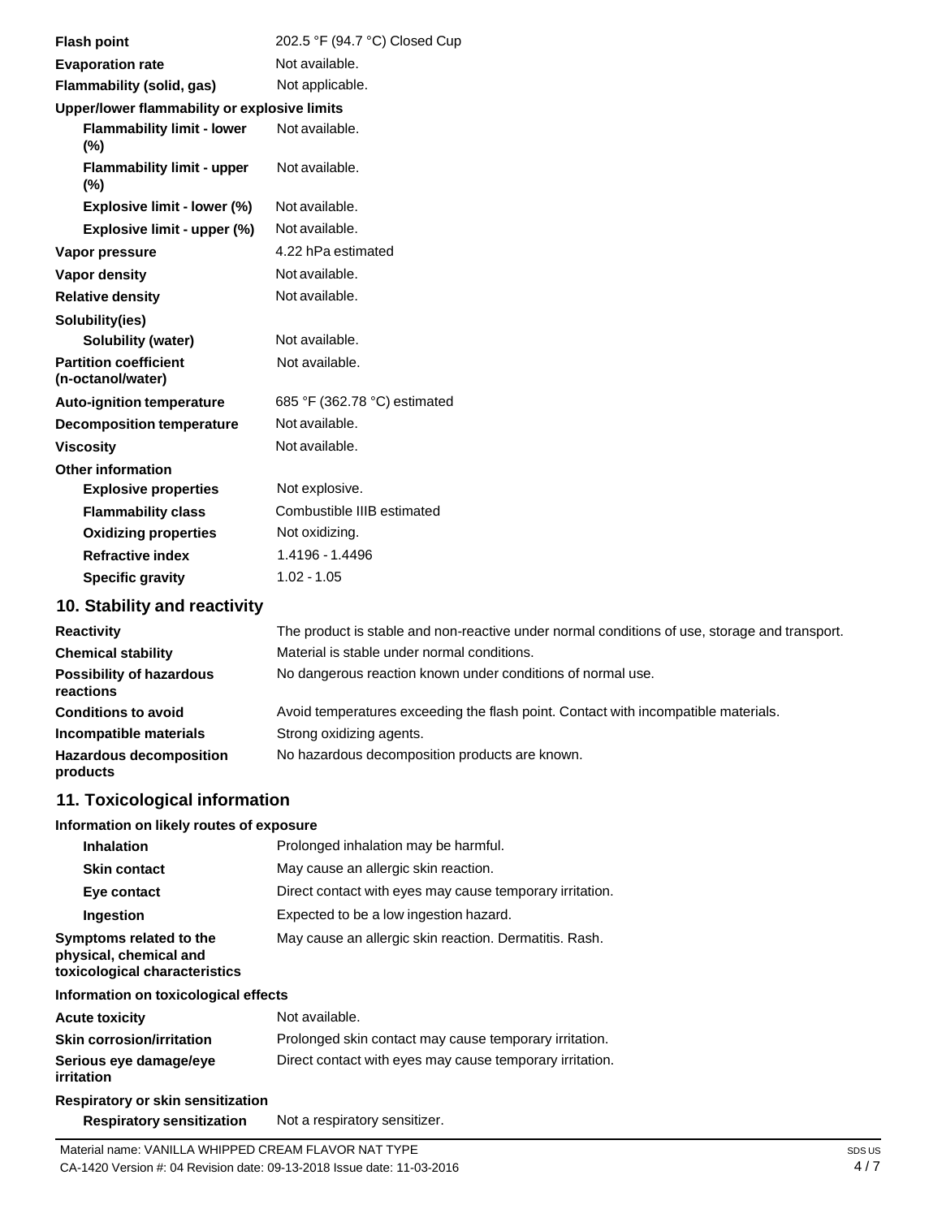| | |
|---|---|
| **Flash point** | 202.5 °F (94.7 °C) Closed Cup |
| **Evaporation rate** | Not available. |
| **Flammability (solid, gas)** | Not applicable. |
| **Upper/lower flammability or explosive limits** | |
| **Flammability limit - lower (%)** | Not available. |
| **Flammability limit - upper (%)** | Not available. |
| **Explosive limit - lower (%)** | Not available. |
| **Explosive limit - upper (%)** | Not available. |
| **Vapor pressure** | 4.22 hPa estimated |
| **Vapor density** | Not available. |
| **Relative density** | Not available. |
| **Solubility(ies)** | |
| **Solubility (water)** | Not available. |
| **Partition coefficient (n-octanol/water)** | Not available. |
| **Auto-ignition temperature** | 685 °F (362.78 °C) estimated |
| **Decomposition temperature** | Not available. |
| **Viscosity** | Not available. |
| **Other information** | |
| **Explosive properties** | Not explosive. |
| **Flammability class** | Combustible IIIB estimated |
| **Oxidizing properties** | Not oxidizing. |
| **Refractive index** | 1.4196 - 1.4496 |
| **Specific gravity** | 1.02 - 1.05 |

## 10. Stability and reactivity

| | |
|---|---|
| **Reactivity** | The product is stable and non-reactive under normal conditions of use, storage and transport. |
| **Chemical stability** | Material is stable under normal conditions. |
| **Possibility of hazardous reactions** | No dangerous reaction known under conditions of normal use. |
| **Conditions to avoid** | Avoid temperatures exceeding the flash point. Contact with incompatible materials. |
| **Incompatible materials** | Strong oxidizing agents. |
| **Hazardous decomposition products** | No hazardous decomposition products are known. |

## 11. Toxicological information

**Information on likely routes of exposure**

| | |
|---|---|
| **Inhalation** | Prolonged inhalation may be harmful. |
| **Skin contact** | May cause an allergic skin reaction. |
| **Eye contact** | Direct contact with eyes may cause temporary irritation. |
| **Ingestion** | Expected to be a low ingestion hazard. |
| **Symptoms related to the physical, chemical and toxicological characteristics** | May cause an allergic skin reaction. Dermatitis. Rash. |

**Information on toxicological effects**

| | |
|---|---|
| **Acute toxicity** | Not available. |
| **Skin corrosion/irritation** | Prolonged skin contact may cause temporary irritation. |
| **Serious eye damage/eye irritation** | Direct contact with eyes may cause temporary irritation. |
| **Respiratory or skin sensitization** | |
| **Respiratory sensitization** | Not a respiratory sensitizer. |

Material name: VANILLA WHIPPED CREAM FLAVOR NAT TYPE
CA-1420 Version #: 04 Revision date: 09-13-2018 Issue date: 11-03-2016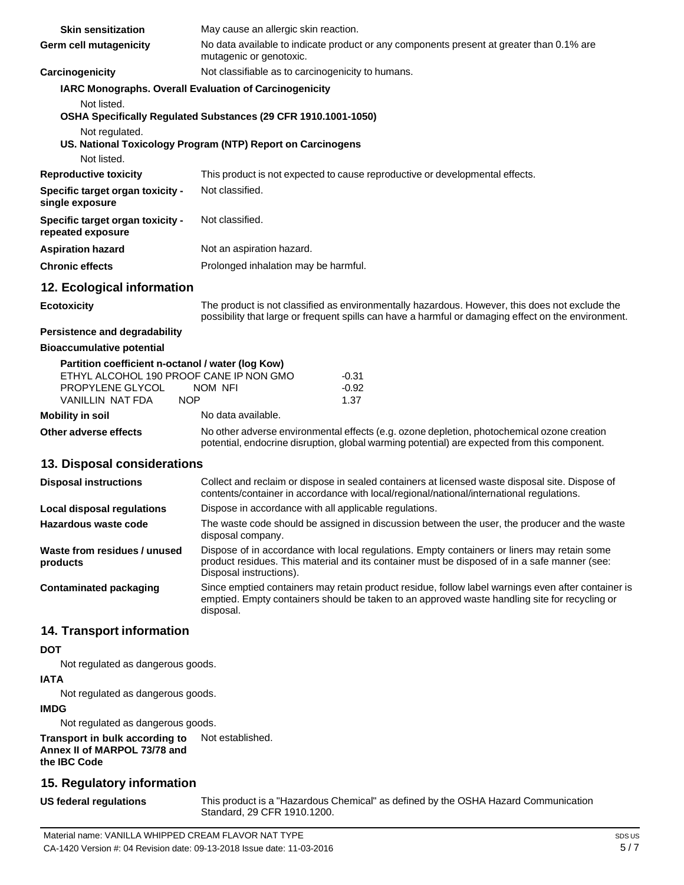**Skin sensitization** May cause an allergic skin reaction.

**Germ cell mutagenicity** No data available to indicate product or any components present at greater than 0.1% are mutagenic or genotoxic.

**Carcinogenicity** Not classifiable as to carcinogenicity to humans.

**IARC Monographs. Overall Evaluation of Carcinogenicity**

Not listed.

**OSHA Specifically Regulated Substances (29 CFR 1910.1001-1050)**

Not regulated.

**US. National Toxicology Program (NTP) Report on Carcinogens**

Not listed.

**Reproductive toxicity** This product is not expected to cause reproductive or developmental effects.

**Specific target organ toxicity - single exposure** Not classified.

**Specific target organ toxicity - repeated exposure** Not classified.

**Aspiration hazard** Not an aspiration hazard.

**Chronic effects** Prolonged inhalation may be harmful.

## 12. Ecological information

**Ecotoxicity** The product is not classified as environmentally hazardous. However, this does not exclude the possibility that large or frequent spills can have a harmful or damaging effect on the environment.

**Persistence and degradability**

**Bioaccumulative potential**

**Partition coefficient n-octanol / water (log Kow)**

| | |
|---|---|
| ETHYL ALCOHOL 190 PROOF CANE IP NON GMO | -0.31 |
| PROPYLENE GLYCOL NOM NFI | -0.92 |
| VANILLIN NAT FDA NOP | 1.37 |

**Mobility in soil** No data available.

**Other adverse effects** No other adverse environmental effects (e.g. ozone depletion, photochemical ozone creation potential, endocrine disruption, global warming potential) are expected from this component.

## 13. Disposal considerations

**Disposal instructions** Collect and reclaim or dispose in sealed containers at licensed waste disposal site. Dispose of contents/container in accordance with local/regional/national/international regulations.

**Local disposal regulations** Dispose in accordance with all applicable regulations.

**Hazardous waste code** The waste code should be assigned in discussion between the user, the producer and the waste disposal company.

**Waste from residues / unused products** Dispose of in accordance with local regulations. Empty containers or liners may retain some product residues. This material and its container must be disposed of in a safe manner (see: Disposal instructions).

**Contaminated packaging** Since emptied containers may retain product residue, follow label warnings even after container is emptied. Empty containers should be taken to an approved waste handling site for recycling or disposal.

## 14. Transport information

**DOT**

Not regulated as dangerous goods.

**IATA**

Not regulated as dangerous goods.

**IMDG**

Not regulated as dangerous goods.

**Transport in bulk according to Annex II of MARPOL 73/78 and the IBC Code** Not established.

## 15. Regulatory information

**US federal regulations** This product is a "Hazardous Chemical" as defined by the OSHA Hazard Communication Standard, 29 CFR 1910.1200.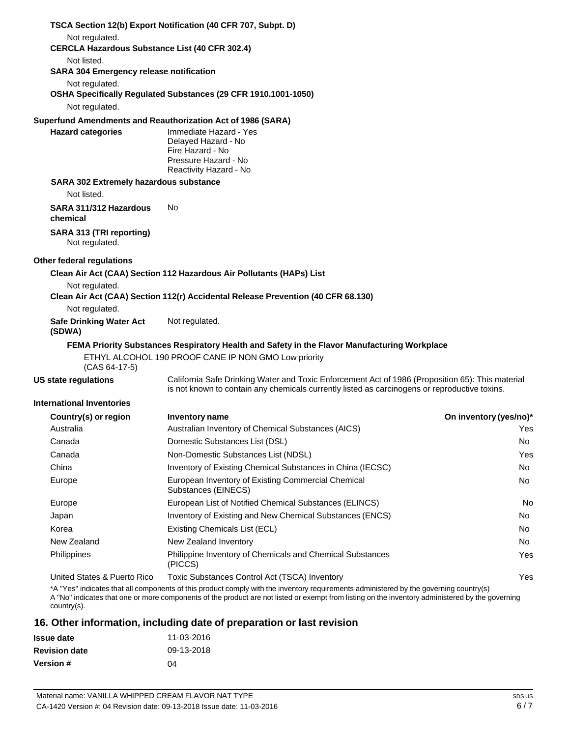**TSCA Section 12(b) Export Notification (40 CFR 707, Subpt. D)**

Not regulated.

**CERCLA Hazardous Substance List (40 CFR 302.4)**

Not listed.

**SARA 304 Emergency release notification**

Not regulated.

**OSHA Specifically Regulated Substances (29 CFR 1910.1001-1050)**

Not regulated.

**Superfund Amendments and Reauthorization Act of 1986 (SARA)**

**Hazard categories**
Immediate Hazard - Yes
Delayed Hazard - No
Fire Hazard - No
Pressure Hazard - No
Reactivity Hazard - No

**SARA 302 Extremely hazardous substance**

Not listed.

**SARA 311/312 Hazardous chemical** No

**SARA 313 (TRI reporting)**

Not regulated.

**Other federal regulations**

**Clean Air Act (CAA) Section 112 Hazardous Air Pollutants (HAPs) List**

Not regulated.

**Clean Air Act (CAA) Section 112(r) Accidental Release Prevention (40 CFR 68.130)**

Not regulated.

**Safe Drinking Water Act (SDWA)** Not regulated.

**FEMA Priority Substances Respiratory Health and Safety in the Flavor Manufacturing Workplace**

ETHYL ALCOHOL 190 PROOF CANE IP NON GMO Low priority
(CAS 64-17-5)

**US state regulations** California Safe Drinking Water and Toxic Enforcement Act of 1986 (Proposition 65): This material is not known to contain any chemicals currently listed as carcinogens or reproductive toxins.

**International Inventories**

| Country(s) or region | Inventory name | On inventory (yes/no)* |
|---|---|---|
| Australia | Australian Inventory of Chemical Substances (AICS) | Yes |
| Canada | Domestic Substances List (DSL) | No |
| Canada | Non-Domestic Substances List (NDSL) | Yes |
| China | Inventory of Existing Chemical Substances in China (IECSC) | No |
| Europe | European Inventory of Existing Commercial Chemical Substances (EINECS) | No |
| Europe | European List of Notified Chemical Substances (ELINCS) | No |
| Japan | Inventory of Existing and New Chemical Substances (ENCS) | No |
| Korea | Existing Chemicals List (ECL) | No |
| New Zealand | New Zealand Inventory | No |
| Philippines | Philippine Inventory of Chemicals and Chemical Substances (PICCS) | Yes |
| United States & Puerto Rico | Toxic Substances Control Act (TSCA) Inventory | Yes |

*A "Yes" indicates that all components of this product comply with the inventory requirements administered by the governing country(s)
A "No" indicates that one or more components of the product are not listed or exempt from listing on the inventory administered by the governing country(s).

## 16. Other information, including date of preparation or last revision

**Issue date** 11-03-2016

**Revision date** 09-13-2018

**Version #** 04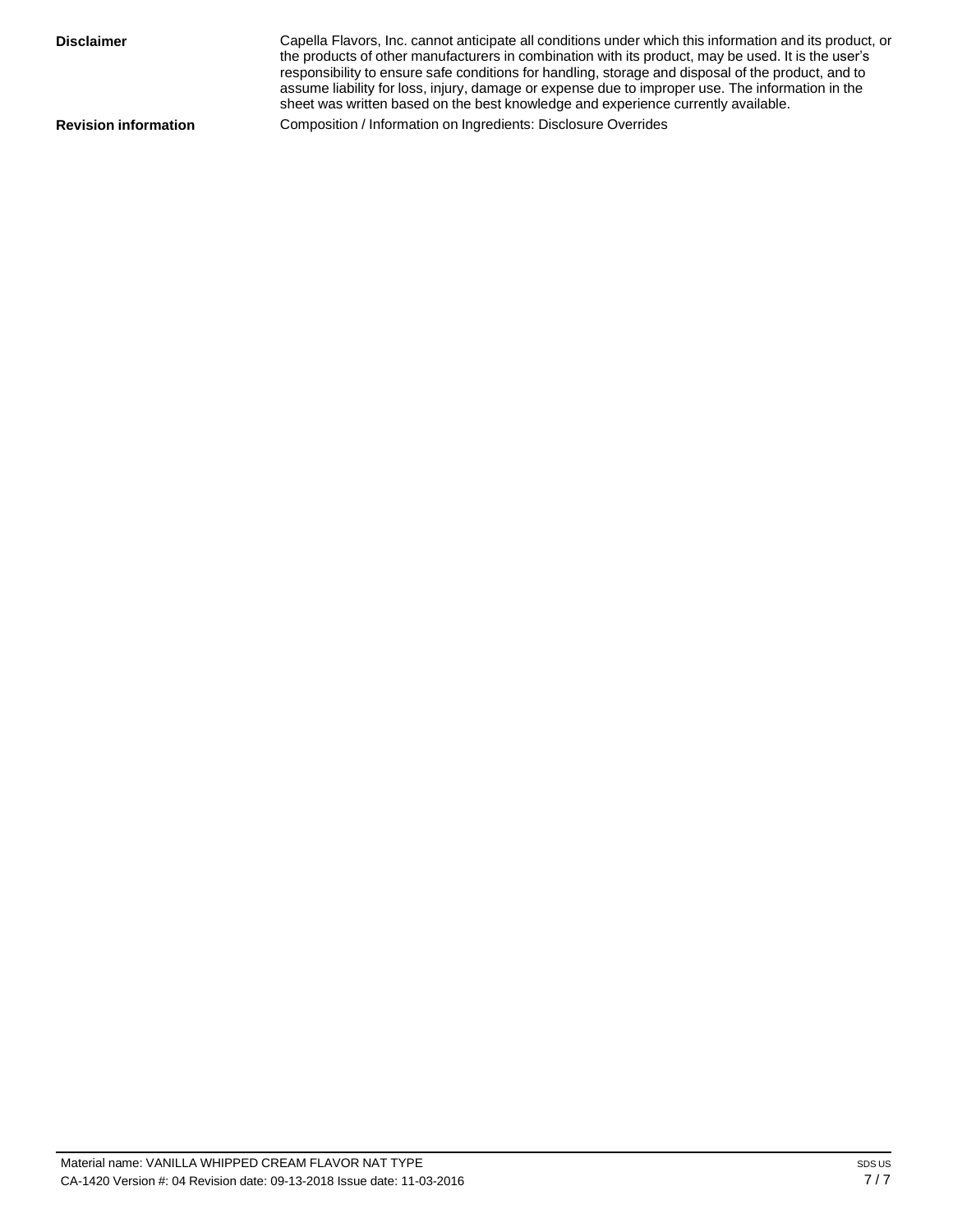**Disclaimer**

Capella Flavors, Inc. cannot anticipate all conditions under which this information and its product, or the products of other manufacturers in combination with its product, may be used. It is the user's responsibility to ensure safe conditions for handling, storage and disposal of the product, and to assume liability for loss, injury, damage or expense due to improper use. The information in the sheet was written based on the best knowledge and experience currently available.

**Revision information**

Composition / Information on Ingredients: Disclosure Overrides